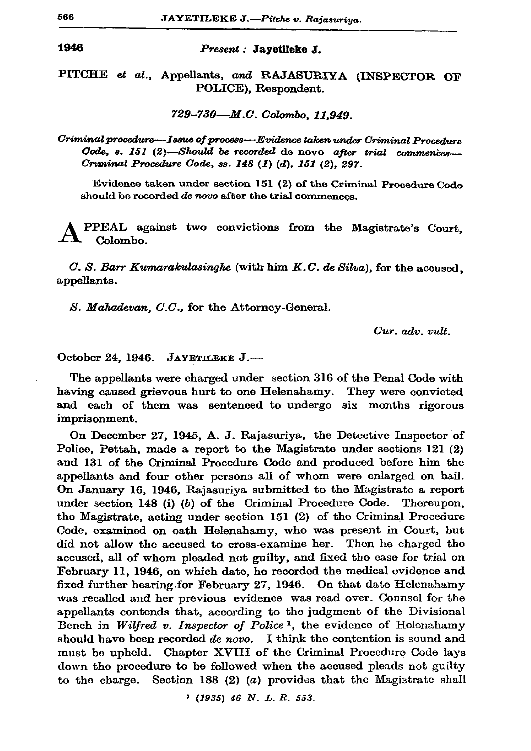**1946** *Present :* **Jayetileke J.**

PITCHE *et al.*, Appellants, *and* RAJASURIYA (INSPECTOR OF POLICE), Respondent.

*729-730—M.C. Colombo, 11,949.*

*Criminal procedure—Issue of process—Evidence taken under Criminal Procedure Code, s. 151 (2)—Should be recorded* de novo *after trial commences—Criminal Procedure Code, ss. 148 (1) (d), 151 (2), 297.*

Evidence taken under section 151 (2) of the Criminal Procedure Code should be recorded *de novo* after the trial commences.

APPEAL against two convictions from the Magistrate's Court, Colombo.

*C. S. Barr Kumarakulasinghe* (with him *K. C. de Silva*), for the accused, appellants.

*S. Mahadevan, C.C.*, for the Attorney-General.

*Cur. adv. vult.*

October 24, 1946. JAYETILEKE J.—

The appellants were charged under section 316 of the Penal Code with having caused grievous hurt to one Helenahamy. They were convicted and each of them was sentenced to undergo six months rigorous imprisonment.

On December 27, 1945, A. J. Rajasuriya, the Detective Inspector of Police, Pettah, made a report to the Magistrate under sections 121 (2) and 131 of the Criminal Procedure Code and produced before him the appellants and four other persons all of whom were enlarged on bail. On January 16, 1946, Rajasuriya submitted to the Magistrate a report under section 148 (i) (*b*) of the Criminal Procedure Code. Thereupon, the Magistrate, acting under section 151 (2) of the Criminal Procedure Code, examined on oath Helenahamy, who was present in Court, but did not allow the accused to cross-examine her. Then he charged the accused, all of whom pleaded not guilty, and fixed the case for trial on February 11, 1946, on which date, he recorded the medical evidence and fixed further hearing for February 27, 1946. On that date Helenahamy was recalled and her previous evidence was read over. Counsel for the appellants contends that, according to the judgment of the Divisional Bench in *Wilfred v. Inspector of Police* [1], the evidence of Helenahamy should have been recorded *de novo*. I think the contention is sound and must be upheld. Chapter XVIII of the Criminal Procedure Code lays down the procedure to be followed when the accused pleads not guilty to the charge. Section 188 (2) (*a*) provides that the Magistrate shall

[1] *(1935) 46 N. L. R. 553.*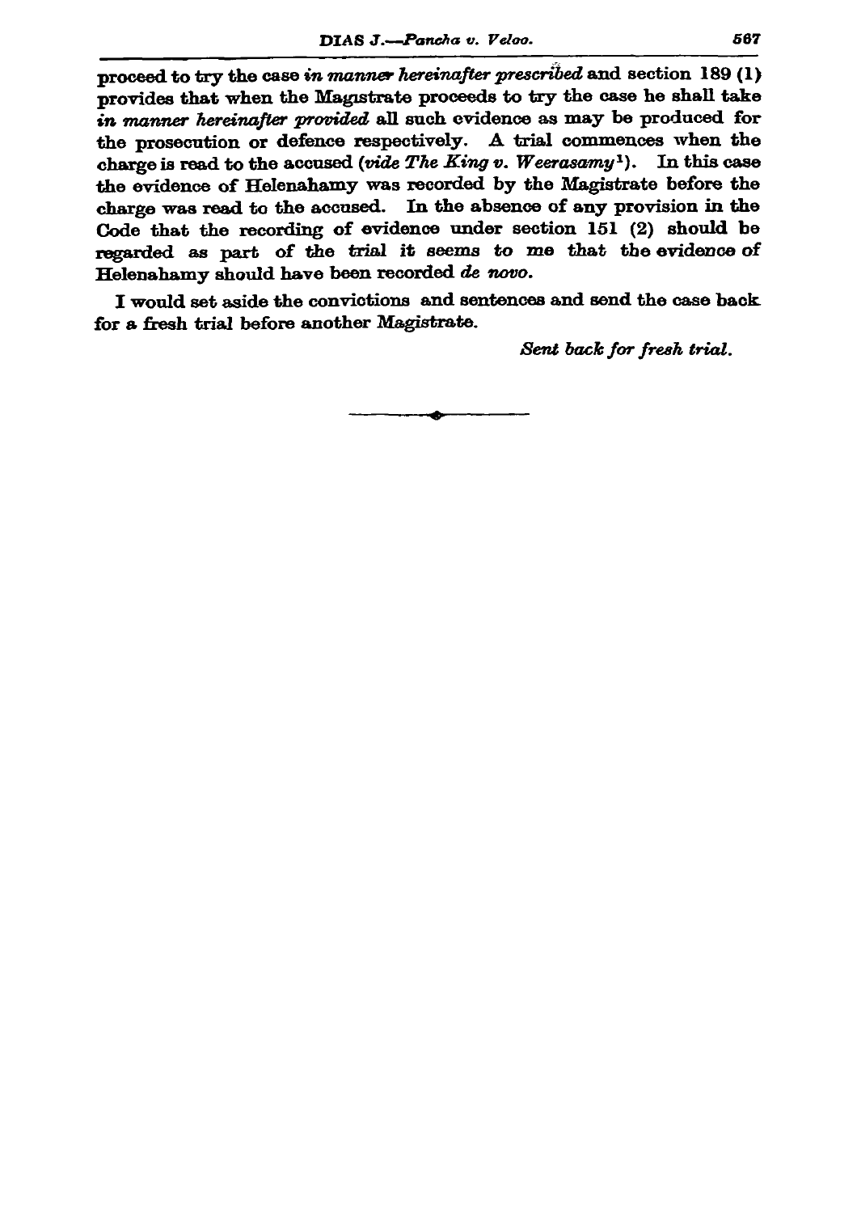proceed to try the case *in manner hereinafter prescribed* and section 189 (1) provides that when the Magistrate proceeds to try the case he shall take *in manner hereinafter provided* all such evidence as may be produced for the prosecution or defence respectively. A trial commences when the charge is read to the accused (*vide The King v. Weerasamy*[1]). In this case the evidence of Helenahamy was recorded by the Magistrate before the charge was read to the accused. In the absence of any provision in the Code that the recording of evidence under section 151 (2) should be regarded as part of the trial it seems to me that the evidence of Helenahamy should have been recorded *de novo*.

I would set aside the convictions and sentences and send the case back for a fresh trial before another Magistrate.

*Sent back for fresh trial.*